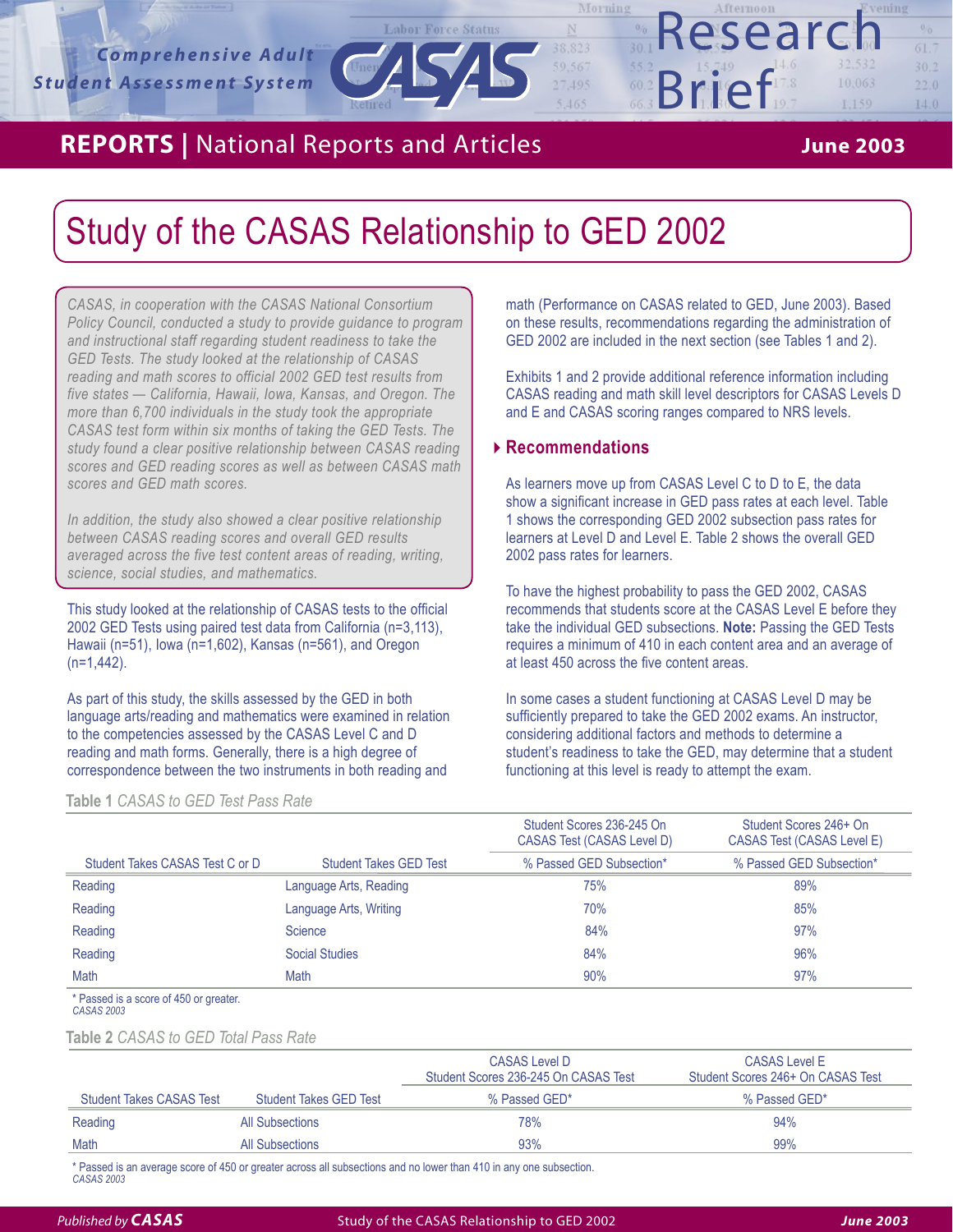Comprehensive Adult Student Assessment System

CASAS Research Brief

**REPORTS** | National Reports and Articles — June 2003

# Study of the CASAS Relationship to GED 2002

*CASAS, in cooperation with the CASAS National Consortium Policy Council, conducted a study to provide guidance to program and instructional staff regarding student readiness to take the GED Tests. The study looked at the relationship of CASAS reading and math scores to official 2002 GED test results from five states — California, Hawaii, Iowa, Kansas, and Oregon. The more than 6,700 individuals in the study took the appropriate CASAS test form within six months of taking the GED Tests. The study found a clear positive relationship between CASAS reading scores and GED reading scores as well as between CASAS math scores and GED math scores.*

*In addition, the study also showed a clear positive relationship between CASAS reading scores and overall GED results averaged across the five test content areas of reading, writing, science, social studies, and mathematics.*

This study looked at the relationship of CASAS tests to the official 2002 GED Tests using paired test data from California (n=3,113), Hawaii (n=51), Iowa (n=1,602), Kansas (n=561), and Oregon (n=1,442).

As part of this study, the skills assessed by the GED in both language arts/reading and mathematics were examined in relation to the competencies assessed by the CASAS Level C and D reading and math forms. Generally, there is a high degree of correspondence between the two instruments in both reading and math (Performance on CASAS related to GED, June 2003). Based on these results, recommendations regarding the administration of GED 2002 are included in the next section (see Tables 1 and 2).

Exhibits 1 and 2 provide additional reference information including CASAS reading and math skill level descriptors for CASAS Levels D and E and CASAS scoring ranges compared to NRS levels.

## Recommendations

As learners move up from CASAS Level C to D to E, the data show a significant increase in GED pass rates at each level. Table 1 shows the corresponding GED 2002 subsection pass rates for learners at Level D and Level E. Table 2 shows the overall GED 2002 pass rates for learners.

To have the highest probability to pass the GED 2002, CASAS recommends that students score at the CASAS Level E before they take the individual GED subsections. **Note:** Passing the GED Tests requires a minimum of 410 in each content area and an average of at least 450 across the five content areas.

In some cases a student functioning at CASAS Level D may be sufficiently prepared to take the GED 2002 exams. An instructor, considering additional factors and methods to determine a student's readiness to take the GED, may determine that a student functioning at this level is ready to attempt the exam.

**Table 1** *CASAS to GED Test Pass Rate*

| | | Student Scores 236-245 On CASAS Test (CASAS Level D) | Student Scores 246+ On CASAS Test (CASAS Level E) |
|---|---|---|---|
| Student Takes CASAS Test C or D | Student Takes GED Test | % Passed GED Subsection* | % Passed GED Subsection* |
| Reading | Language Arts, Reading | 75% | 89% |
| Reading | Language Arts, Writing | 70% | 85% |
| Reading | Science | 84% | 97% |
| Reading | Social Studies | 84% | 96% |
| Math | Math | 90% | 97% |

\* Passed is a score of 450 or greater.
*CASAS 2003*

**Table 2** *CASAS to GED Total Pass Rate*

| | | CASAS Level D Student Scores 236-245 On CASAS Test | CASAS Level E Student Scores 246+ On CASAS Test |
|---|---|---|---|
| Student Takes CASAS Test | Student Takes GED Test | % Passed GED* | % Passed GED* |
| Reading | All Subsections | 78% | 94% |
| Math | All Subsections | 93% | 99% |

\* Passed is an average score of 450 or greater across all subsections and no lower than 410 in any one subsection.
*CASAS 2003*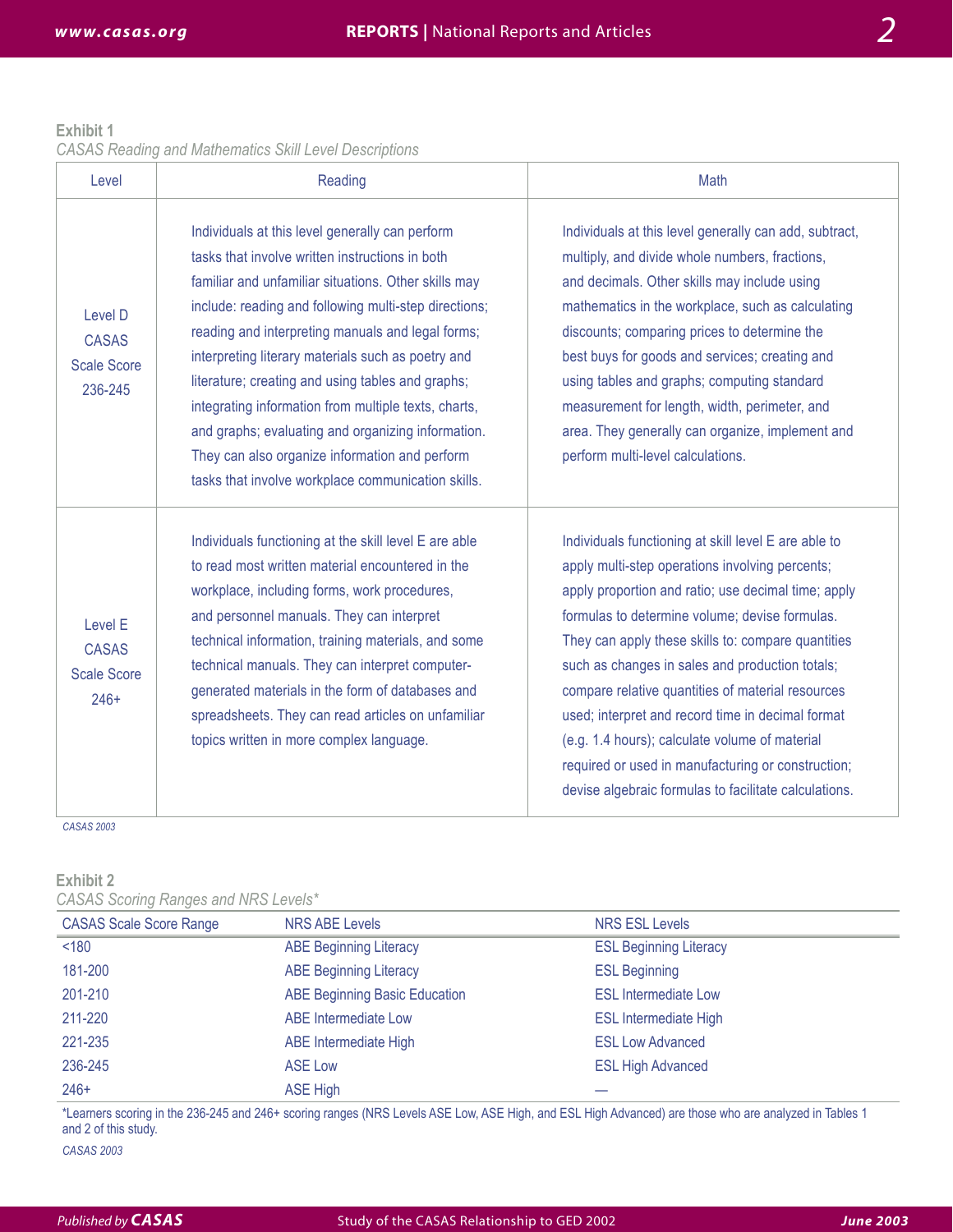**Exhibit 1**

*CASAS Reading and Mathematics Skill Level Descriptions*

| Level | Reading | Math |
|---|---|---|
| Level D CASAS Scale Score 236-245 | Individuals at this level generally can perform tasks that involve written instructions in both familiar and unfamiliar situations. Other skills may include: reading and following multi-step directions; reading and interpreting manuals and legal forms; interpreting literary materials such as poetry and literature; creating and using tables and graphs; integrating information from multiple texts, charts, and graphs; evaluating and organizing information. They can also organize information and perform tasks that involve workplace communication skills. | Individuals at this level generally can add, subtract, multiply, and divide whole numbers, fractions, and decimals. Other skills may include using mathematics in the workplace, such as calculating discounts; comparing prices to determine the best buys for goods and services; creating and using tables and graphs; computing standard measurement for length, width, perimeter, and area. They generally can organize, implement and perform multi-level calculations. |
| Level E CASAS Scale Score 246+ | Individuals functioning at the skill level E are able to read most written material encountered in the workplace, including forms, work procedures, and personnel manuals. They can interpret technical information, training materials, and some technical manuals. They can interpret computer-generated materials in the form of databases and spreadsheets. They can read articles on unfamiliar topics written in more complex language. | Individuals functioning at skill level E are able to apply multi-step operations involving percents; apply proportion and ratio; use decimal time; apply formulas to determine volume; devise formulas. They can apply these skills to: compare quantities such as changes in sales and production totals; compare relative quantities of material resources used; interpret and record time in decimal format (e.g. 1.4 hours); calculate volume of material required or used in manufacturing or construction; devise algebraic formulas to facilitate calculations. |

*CASAS 2003*

**Exhibit 2**

*CASAS Scoring Ranges and NRS Levels**

| CASAS Scale Score Range | NRS ABE Levels | NRS ESL Levels |
|---|---|---|
| <180 | ABE Beginning Literacy | ESL Beginning Literacy |
| 181-200 | ABE Beginning Literacy | ESL Beginning |
| 201-210 | ABE Beginning Basic Education | ESL Intermediate Low |
| 211-220 | ABE Intermediate Low | ESL Intermediate High |
| 221-235 | ABE Intermediate High | ESL Low Advanced |
| 236-245 | ASE Low | ESL High Advanced |
| 246+ | ASE High | — |

*Learners scoring in the 236-245 and 246+ scoring ranges (NRS Levels ASE Low, ASE High, and ESL High Advanced) are those who are analyzed in Tables 1 and 2 of this study.

*CASAS 2003*